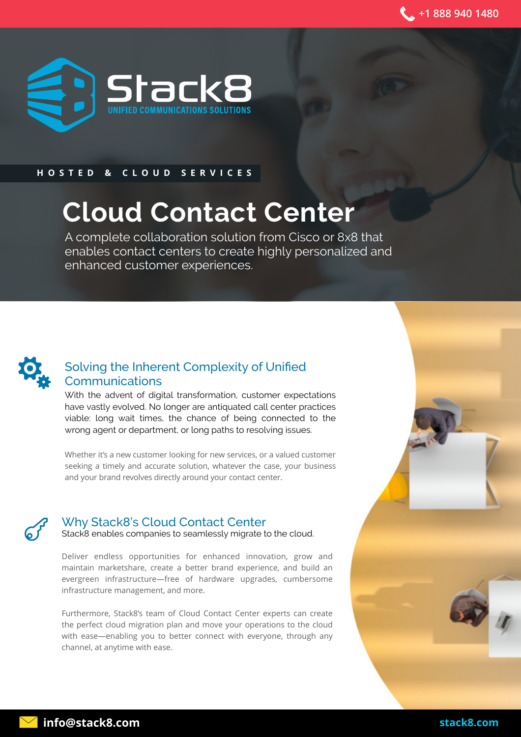+1 888 940 1480

Stack8

UNIFIED COMMUNICATIONS SOLUTIONS

HOSTED & CLOUD SERVICES

# Cloud Contact Center

A complete collaboration solution from Cisco or 8x8 that enables contact centers to create highly personalized and enhanced customer experiences.

## Solving the Inherent Complexity of Unified Communications

With the advent of digital transformation, customer expectations have vastly evolved. No longer are antiquated call center practices viable: long wait times, the chance of being connected to the wrong agent or department, or long paths to resolving issues.

Whether it's a new customer looking for new services, or a valued customer seeking a timely and accurate solution, whatever the case, your business and your brand revolves directly around your contact center.

## Why Stack8's Cloud Contact Center

Stack8 enables companies to seamlessly migrate to the cloud.

Deliver endless opportunities for enhanced innovation, grow and maintain marketshare, create a better brand experience, and build an evergreen infrastructure—free of hardware upgrades, cumbersome infrastructure management, and more.

Furthermore, Stack8's team of Cloud Contact Center experts can create the perfect cloud migration plan and move your operations to the cloud with ease—enabling you to better connect with everyone, through any channel, at anytime with ease.

info@stack8.com

stack8.com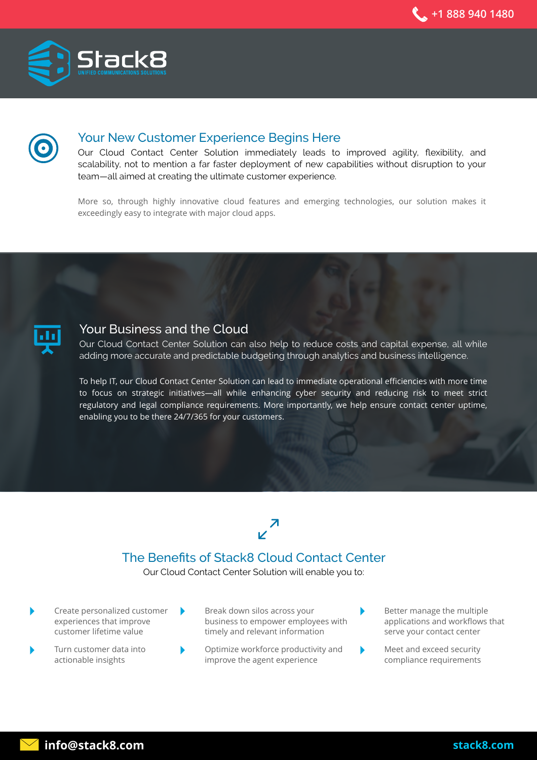+1 888 940 1480

Stack8
UNIFIED COMMUNICATIONS SOLUTIONS

## Your New Customer Experience Begins Here

Our Cloud Contact Center Solution immediately leads to improved agility, flexibility, and scalability, not to mention a far faster deployment of new capabilities without disruption to your team—all aimed at creating the ultimate customer experience.

More so, through highly innovative cloud features and emerging technologies, our solution makes it exceedingly easy to integrate with major cloud apps.

## Your Business and the Cloud

Our Cloud Contact Center Solution can also help to reduce costs and capital expense, all while adding more accurate and predictable budgeting through analytics and business intelligence.

To help IT, our Cloud Contact Center Solution can lead to immediate operational efficiencies with more time to focus on strategic initiatives—all while enhancing cyber security and reducing risk to meet strict regulatory and legal compliance requirements. More importantly, we help ensure contact center uptime, enabling you to be there 24/7/365 for your customers.

## The Benefits of Stack8 Cloud Contact Center

Our Cloud Contact Center Solution will enable you to:

- Create personalized customer experiences that improve customer lifetime value
- Turn customer data into actionable insights
- Break down silos across your business to empower employees with timely and relevant information
- Optimize workforce productivity and improve the agent experience
- Better manage the multiple applications and workflows that serve your contact center
- Meet and exceed security compliance requirements

info@stack8.com

stack8.com